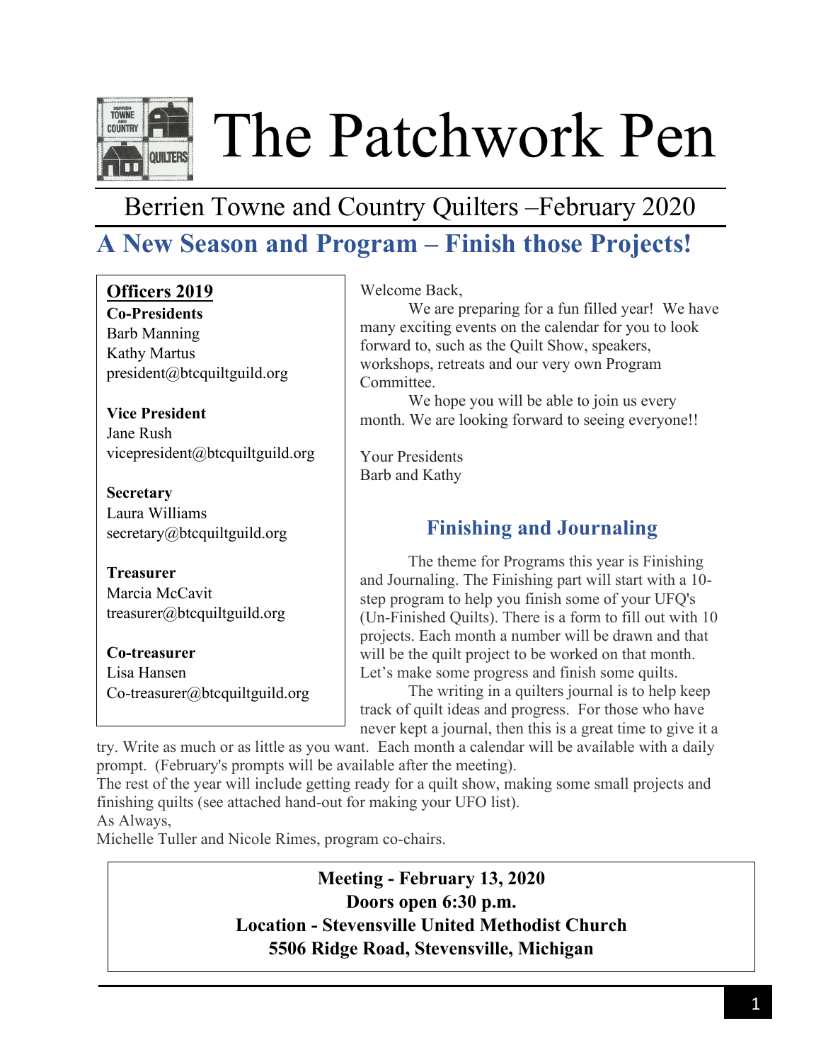# The Patchwork Pen

Berrien Towne and Country Quilters –February 2020

## A New Season and Program – Finish those Projects!

**Officers 2019**

**Co-Presidents**
Barb Manning
Kathy Martus
president@btcquiltguild.org

**Vice President**
Jane Rush
vicepresident@btcquiltguild.org

**Secretary**
Laura Williams
secretary@btcquiltguild.org

**Treasurer**
Marcia McCavit
treasurer@btcquiltguild.org

**Co-treasurer**
Lisa Hansen
Co-treasurer@btcquiltguild.org

Welcome Back,

We are preparing for a fun filled year! We have many exciting events on the calendar for you to look forward to, such as the Quilt Show, speakers, workshops, retreats and our very own Program Committee.

We hope you will be able to join us every month. We are looking forward to seeing everyone!!

Your Presidents
Barb and Kathy

### Finishing and Journaling

The theme for Programs this year is Finishing and Journaling. The Finishing part will start with a 10-step program to help you finish some of your UFQ's (Un-Finished Quilts). There is a form to fill out with 10 projects. Each month a number will be drawn and that will be the quilt project to be worked on that month. Let's make some progress and finish some quilts.

The writing in a quilters journal is to help keep track of quilt ideas and progress. For those who have never kept a journal, then this is a great time to give it a try. Write as much or as little as you want. Each month a calendar will be available with a daily prompt. (February's prompts will be available after the meeting).

The rest of the year will include getting ready for a quilt show, making some small projects and finishing quilts (see attached hand-out for making your UFO list).

As Always,
Michelle Tuller and Nicole Rimes, program co-chairs.

**Meeting - February 13, 2020**
**Doors open 6:30 p.m.**
**Location - Stevensville United Methodist Church**
**5506 Ridge Road, Stevensville, Michigan**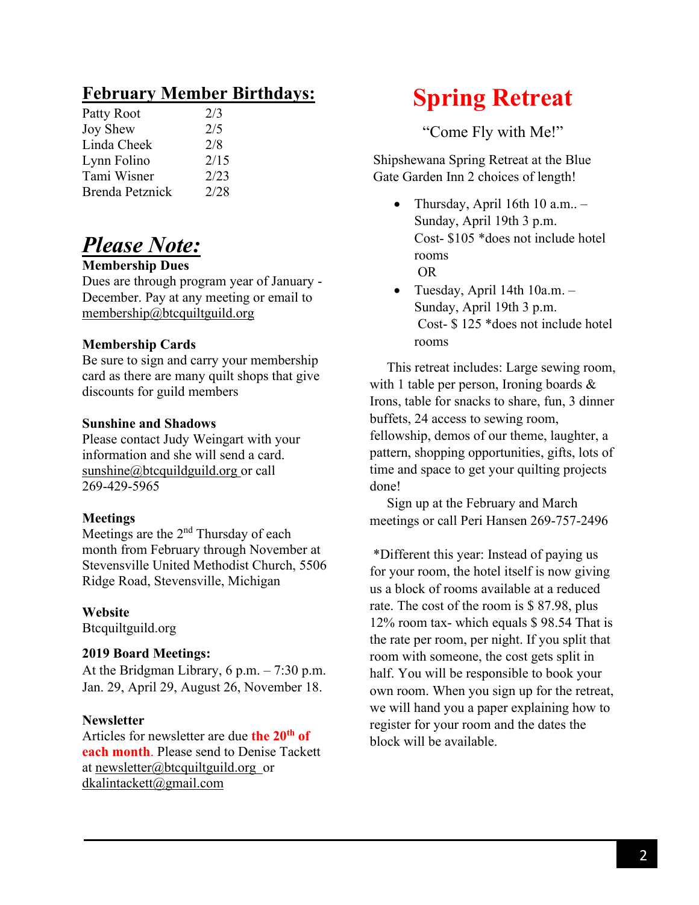## February Member Birthdays:

| | |
|---|---|
| Patty Root | 2/3 |
| Joy Shew | 2/5 |
| Linda Cheek | 2/8 |
| Lynn Folino | 2/15 |
| Tami Wisner | 2/23 |
| Brenda Petznick | 2/28 |

## *Please Note:*

**Membership Dues**
Dues are through program year of January - December. Pay at any meeting or email to membership@btcquiltguild.org

**Membership Cards**
Be sure to sign and carry your membership card as there are many quilt shops that give discounts for guild members

**Sunshine and Shadows**
Please contact Judy Weingart with your information and she will send a card. sunshine@btcquildguild.org or call 269-429-5965

**Meetings**
Meetings are the 2nd Thursday of each month from February through November at Stevensville United Methodist Church, 5506 Ridge Road, Stevensville, Michigan

**Website**
Btcquiltguild.org

**2019 Board Meetings:**
At the Bridgman Library, 6 p.m. – 7:30 p.m. Jan. 29, April 29, August 26, November 18.

**Newsletter**
Articles for newsletter are due **the 20th of each month**. Please send to Denise Tackett at newsletter@btcquiltguild.org or dkalintackett@gmail.com

# Spring Retreat

"Come Fly with Me!"

Shipshewana Spring Retreat at the Blue Gate Garden Inn 2 choices of length!

- Thursday, April 16th 10 a.m.. – Sunday, April 19th 3 p.m.
  Cost- $105 *does not include hotel rooms
  OR
- Tuesday, April 14th 10a.m. – Sunday, April 19th 3 p.m.
  Cost- $ 125 *does not include hotel rooms

This retreat includes: Large sewing room, with 1 table per person, Ironing boards & Irons, table for snacks to share, fun, 3 dinner buffets, 24 access to sewing room, fellowship, demos of our theme, laughter, a pattern, shopping opportunities, gifts, lots of time and space to get your quilting projects done!

Sign up at the February and March meetings or call Peri Hansen 269-757-2496

*Different this year: Instead of paying us for your room, the hotel itself is now giving us a block of rooms available at a reduced rate. The cost of the room is $ 87.98, plus 12% room tax- which equals $ 98.54 That is the rate per room, per night. If you split that room with someone, the cost gets split in half. You will be responsible to book your own room. When you sign up for the retreat, we will hand you a paper explaining how to register for your room and the dates the block will be available.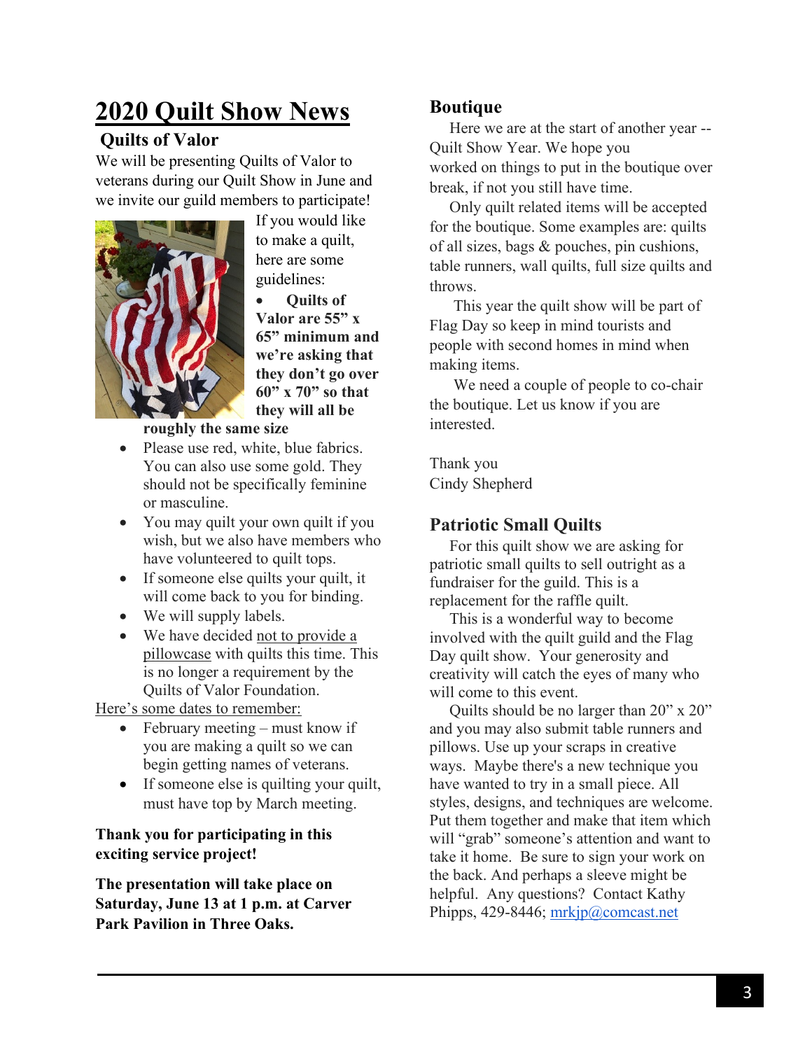# 2020 Quilt Show News

## Quilts of Valor

We will be presenting Quilts of Valor to veterans during our Quilt Show in June and we invite our guild members to participate!

If you would like to make a quilt, here are some guidelines:

- **Quilts of Valor are 55" x 65" minimum and we're asking that they don't go over 60" x 70" so that they will all be roughly the same size**
- Please use red, white, blue fabrics. You can also use some gold. They should not be specifically feminine or masculine.
- You may quilt your own quilt if you wish, but we also have members who have volunteered to quilt tops.
- If someone else quilts your quilt, it will come back to you for binding.
- We will supply labels.
- We have decided <u>not to provide a pillowcase</u> with quilts this time. This is no longer a requirement by the Quilts of Valor Foundation.

<u>Here's some dates to remember:</u>

- February meeting – must know if you are making a quilt so we can begin getting names of veterans.
- If someone else is quilting your quilt, must have top by March meeting.

**Thank you for participating in this exciting service project!**

**The presentation will take place on Saturday, June 13 at 1 p.m. at Carver Park Pavilion in Three Oaks.**

## Boutique

Here we are at the start of another year -- Quilt Show Year. We hope you worked on things to put in the boutique over break, if not you still have time.

Only quilt related items will be accepted for the boutique. Some examples are: quilts of all sizes, bags & pouches, pin cushions, table runners, wall quilts, full size quilts and throws.

This year the quilt show will be part of Flag Day so keep in mind tourists and people with second homes in mind when making items.

We need a couple of people to co-chair the boutique. Let us know if you are interested.

Thank you
Cindy Shepherd

## Patriotic Small Quilts

For this quilt show we are asking for patriotic small quilts to sell outright as a fundraiser for the guild. This is a replacement for the raffle quilt.

This is a wonderful way to become involved with the quilt guild and the Flag Day quilt show. Your generosity and creativity will catch the eyes of many who will come to this event.

Quilts should be no larger than 20" x 20" and you may also submit table runners and pillows. Use up your scraps in creative ways. Maybe there's a new technique you have wanted to try in a small piece. All styles, designs, and techniques are welcome. Put them together and make that item which will "grab" someone's attention and want to take it home. Be sure to sign your work on the back. And perhaps a sleeve might be helpful. Any questions? Contact Kathy Phipps, 429-8446; mrkjp@comcast.net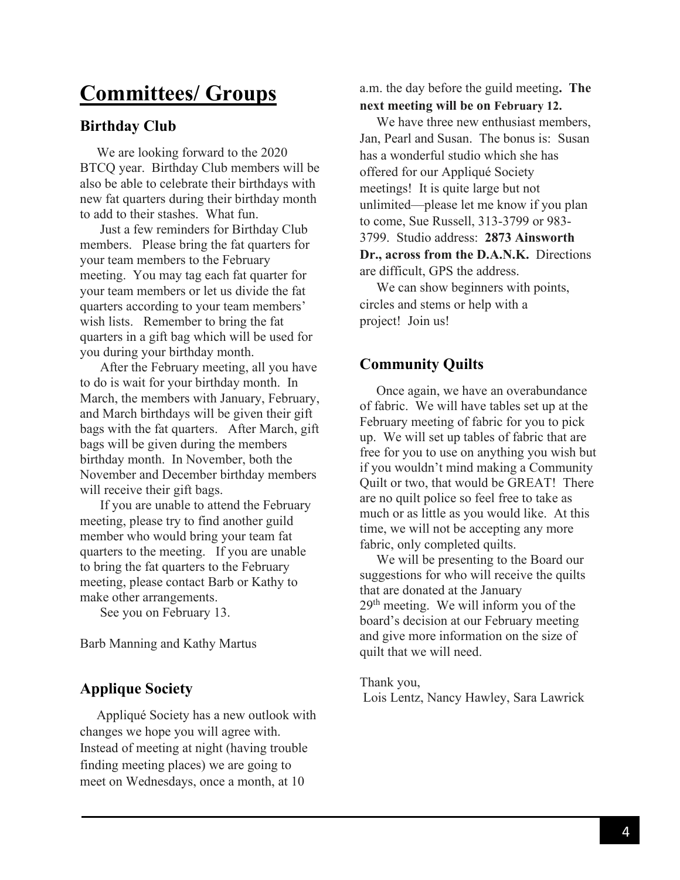# Committees/ Groups

## Birthday Club

We are looking forward to the 2020 BTCQ year. Birthday Club members will be also be able to celebrate their birthdays with new fat quarters during their birthday month to add to their stashes. What fun.

Just a few reminders for Birthday Club members. Please bring the fat quarters for your team members to the February meeting. You may tag each fat quarter for your team members or let us divide the fat quarters according to your team members' wish lists. Remember to bring the fat quarters in a gift bag which will be used for you during your birthday month.

After the February meeting, all you have to do is wait for your birthday month. In March, the members with January, February, and March birthdays will be given their gift bags with the fat quarters. After March, gift bags will be given during the members birthday month. In November, both the November and December birthday members will receive their gift bags.

If you are unable to attend the February meeting, please try to find another guild member who would bring your team fat quarters to the meeting. If you are unable to bring the fat quarters to the February meeting, please contact Barb or Kathy to make other arrangements.

See you on February 13.

Barb Manning and Kathy Martus

## Applique Society

Appliqué Society has a new outlook with changes we hope you will agree with. Instead of meeting at night (having trouble finding meeting places) we are going to meet on Wednesdays, once a month, at 10 a.m. the day before the guild meeting**. The next meeting will be on February 12.**

We have three new enthusiast members, Jan, Pearl and Susan. The bonus is: Susan has a wonderful studio which she has offered for our Appliqué Society meetings! It is quite large but not unlimited—please let me know if you plan to come, Sue Russell, 313-3799 or 983-3799. Studio address: **2873 Ainsworth Dr., across from the D.A.N.K.** Directions are difficult, GPS the address.

We can show beginners with points, circles and stems or help with a project! Join us!

## Community Quilts

Once again, we have an overabundance of fabric. We will have tables set up at the February meeting of fabric for you to pick up. We will set up tables of fabric that are free for you to use on anything you wish but if you wouldn't mind making a Community Quilt or two, that would be GREAT! There are no quilt police so feel free to take as much or as little as you would like. At this time, we will not be accepting any more fabric, only completed quilts.

We will be presenting to the Board our suggestions for who will receive the quilts that are donated at the January 29th meeting. We will inform you of the board's decision at our February meeting and give more information on the size of quilt that we will need.

Thank you,
Lois Lentz, Nancy Hawley, Sara Lawrick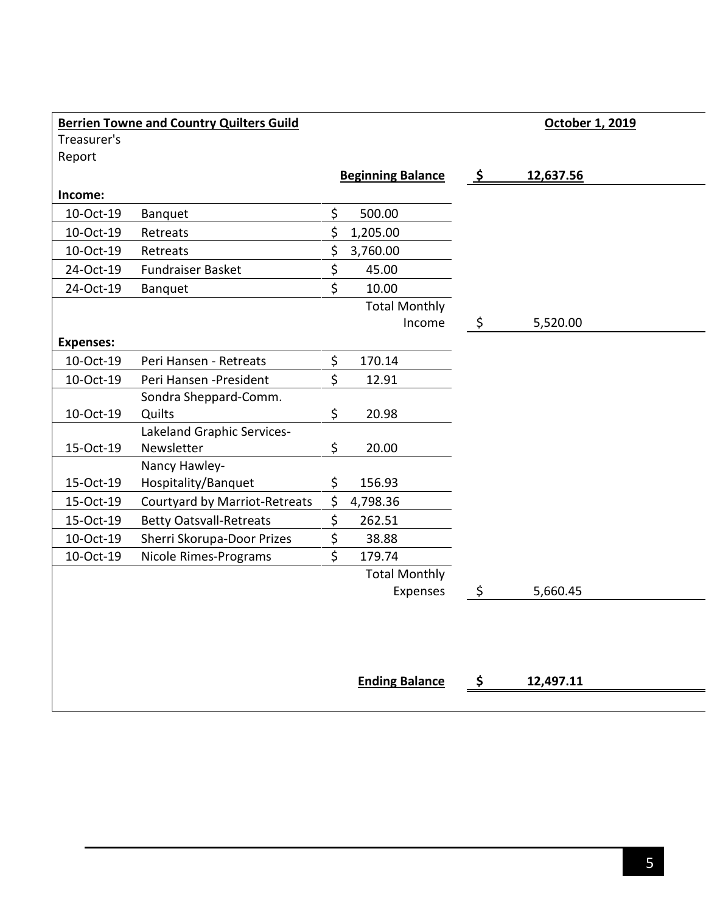**Berrien Towne and Country Quilters Guild** | **October 1, 2019**

Treasurer's Report

| | | | |
|---|---|---|---|
| | | **Beginning Balance** | **$ 12,637.56** |
| **Income:** | | | |
| 10-Oct-19 | Banquet | $ 500.00 | |
| 10-Oct-19 | Retreats | $ 1,205.00 | |
| 10-Oct-19 | Retreats | $ 3,760.00 | |
| 24-Oct-19 | Fundraiser Basket | $ 45.00 | |
| 24-Oct-19 | Banquet | $ 10.00 | |
| | | Total Monthly Income | $ 5,520.00 |
| **Expenses:** | | | |
| 10-Oct-19 | Peri Hansen - Retreats | $ 170.14 | |
| 10-Oct-19 | Peri Hansen -President | $ 12.91 | |
| 10-Oct-19 | Sondra Sheppard-Comm. Quilts | $ 20.98 | |
| 15-Oct-19 | Lakeland Graphic Services-Newsletter | $ 20.00 | |
| 15-Oct-19 | Nancy Hawley-Hospitality/Banquet | $ 156.93 | |
| 15-Oct-19 | Courtyard by Marriot-Retreats | $ 4,798.36 | |
| 15-Oct-19 | Betty Oatsvall-Retreats | $ 262.51 | |
| 10-Oct-19 | Sherri Skorupa-Door Prizes | $ 38.88 | |
| 10-Oct-19 | Nicole Rimes-Programs | $ 179.74 | |
| | | Total Monthly Expenses | $ 5,660.45 |
| | | **Ending Balance** | **$ 12,497.11** |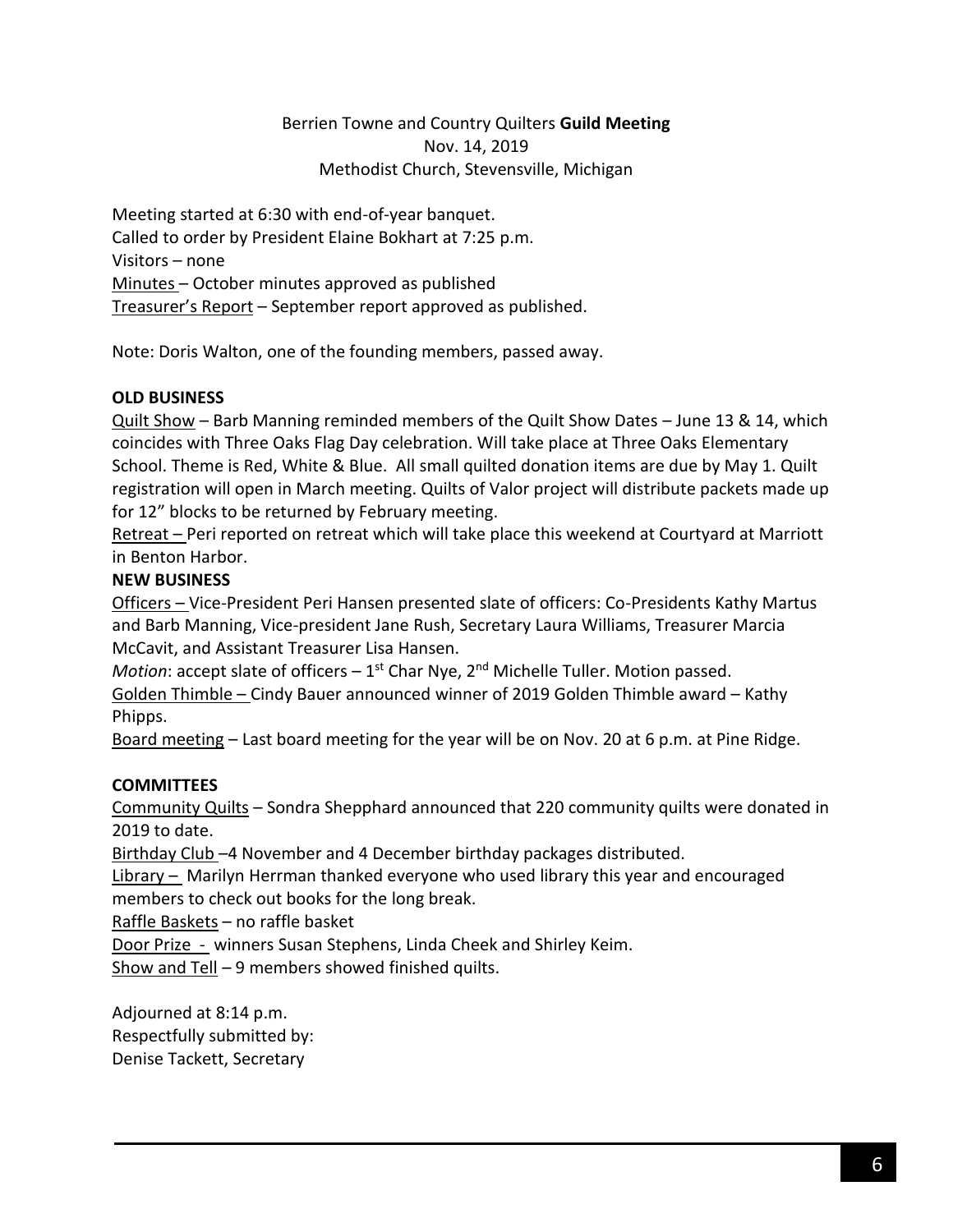Berrien Towne and Country Quilters **Guild Meeting**
Nov. 14, 2019
Methodist Church, Stevensville, Michigan

Meeting started at 6:30 with end-of-year banquet.
Called to order by President Elaine Bokhart at 7:25 p.m.
Visitors – none
Minutes – October minutes approved as published
Treasurer's Report – September report approved as published.

Note: Doris Walton, one of the founding members, passed away.

**OLD BUSINESS**

Quilt Show – Barb Manning reminded members of the Quilt Show Dates – June 13 & 14, which coincides with Three Oaks Flag Day celebration. Will take place at Three Oaks Elementary School. Theme is Red, White & Blue. All small quilted donation items are due by May 1. Quilt registration will open in March meeting. Quilts of Valor project will distribute packets made up for 12" blocks to be returned by February meeting.

Retreat – Peri reported on retreat which will take place this weekend at Courtyard at Marriott in Benton Harbor.

**NEW BUSINESS**

Officers – Vice-President Peri Hansen presented slate of officers: Co-Presidents Kathy Martus and Barb Manning, Vice-president Jane Rush, Secretary Laura Williams, Treasurer Marcia McCavit, and Assistant Treasurer Lisa Hansen.

*Motion*: accept slate of officers – 1st Char Nye, 2nd Michelle Tuller. Motion passed.

Golden Thimble – Cindy Bauer announced winner of 2019 Golden Thimble award – Kathy Phipps.

Board meeting – Last board meeting for the year will be on Nov. 20 at 6 p.m. at Pine Ridge.

**COMMITTEES**

Community Quilts – Sondra Shepphard announced that 220 community quilts were donated in 2019 to date.

Birthday Club –4 November and 4 December birthday packages distributed.

Library – Marilyn Herrman thanked everyone who used library this year and encouraged members to check out books for the long break.

Raffle Baskets – no raffle basket

Door Prize - winners Susan Stephens, Linda Cheek and Shirley Keim.

Show and Tell – 9 members showed finished quilts.

Adjourned at 8:14 p.m.
Respectfully submitted by:
Denise Tackett, Secretary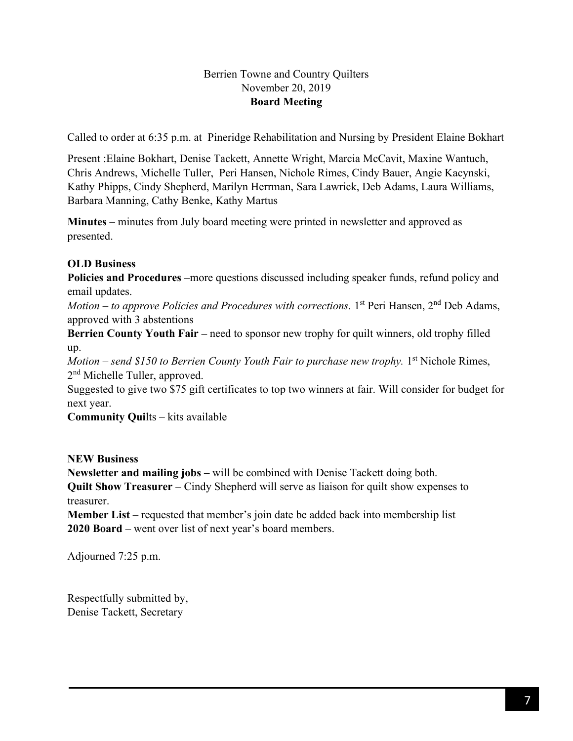Berrien Towne and Country Quilters
November 20, 2019
**Board Meeting**

Called to order at 6:35 p.m. at Pineridge Rehabilitation and Nursing by President Elaine Bokhart

Present :Elaine Bokhart, Denise Tackett, Annette Wright, Marcia McCavit, Maxine Wantuch, Chris Andrews, Michelle Tuller, Peri Hansen, Nichole Rimes, Cindy Bauer, Angie Kacynski, Kathy Phipps, Cindy Shepherd, Marilyn Herrman, Sara Lawrick, Deb Adams, Laura Williams, Barbara Manning, Cathy Benke, Kathy Martus

**Minutes** – minutes from July board meeting were printed in newsletter and approved as presented.

**OLD Business**
**Policies and Procedures** –more questions discussed including speaker funds, refund policy and email updates.
*Motion – to approve Policies and Procedures with corrections.* 1st Peri Hansen, 2nd Deb Adams, approved with 3 abstentions
**Berrien County Youth Fair –** need to sponsor new trophy for quilt winners, old trophy filled up.
*Motion – send $150 to Berrien County Youth Fair to purchase new trophy.* 1st Nichole Rimes, 2nd Michelle Tuller, approved.
Suggested to give two $75 gift certificates to top two winners at fair. Will consider for budget for next year.
**Community Qui**lts – kits available

**NEW Business**
**Newsletter and mailing jobs –** will be combined with Denise Tackett doing both.
**Quilt Show Treasurer** – Cindy Shepherd will serve as liaison for quilt show expenses to treasurer.
**Member List** – requested that member's join date be added back into membership list
**2020 Board** – went over list of next year's board members.

Adjourned 7:25 p.m.

Respectfully submitted by,
Denise Tackett, Secretary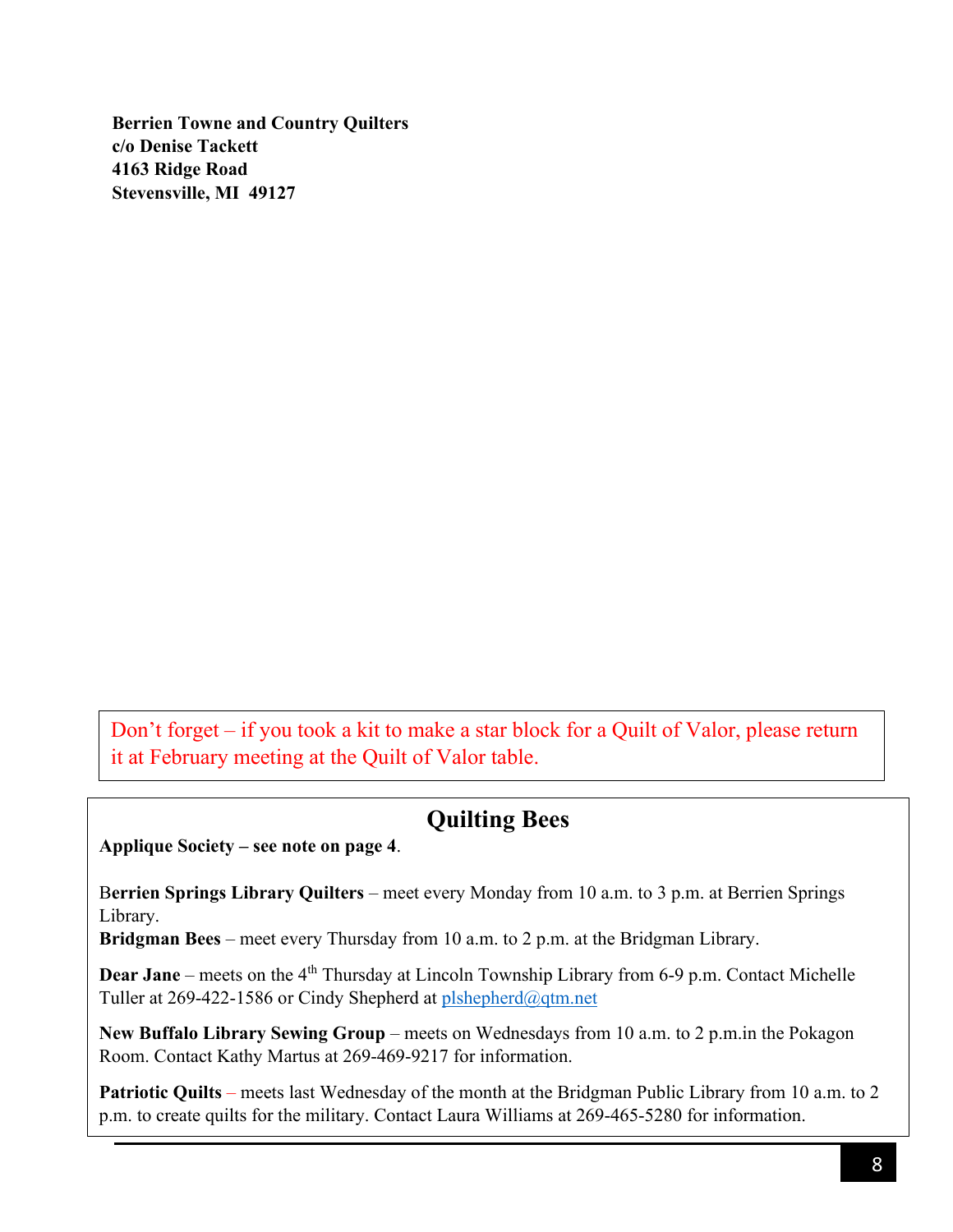**Berrien Towne and Country Quilters**
**c/o Denise Tackett**
**4163 Ridge Road**
**Stevensville, MI 49127**

Don't forget – if you took a kit to make a star block for a Quilt of Valor, please return it at February meeting at the Quilt of Valor table.

## Quilting Bees

**Applique Society – see note on page 4**.

**Berrien Springs Library Quilters** – meet every Monday from 10 a.m. to 3 p.m. at Berrien Springs Library.

**Bridgman Bees** – meet every Thursday from 10 a.m. to 2 p.m. at the Bridgman Library.

**Dear Jane** – meets on the 4th Thursday at Lincoln Township Library from 6-9 p.m. Contact Michelle Tuller at 269-422-1586 or Cindy Shepherd at plshepherd@qtm.net

**New Buffalo Library Sewing Group** – meets on Wednesdays from 10 a.m. to 2 p.m.in the Pokagon Room. Contact Kathy Martus at 269-469-9217 for information.

**Patriotic Quilts** – meets last Wednesday of the month at the Bridgman Public Library from 10 a.m. to 2 p.m. to create quilts for the military. Contact Laura Williams at 269-465-5280 for information.